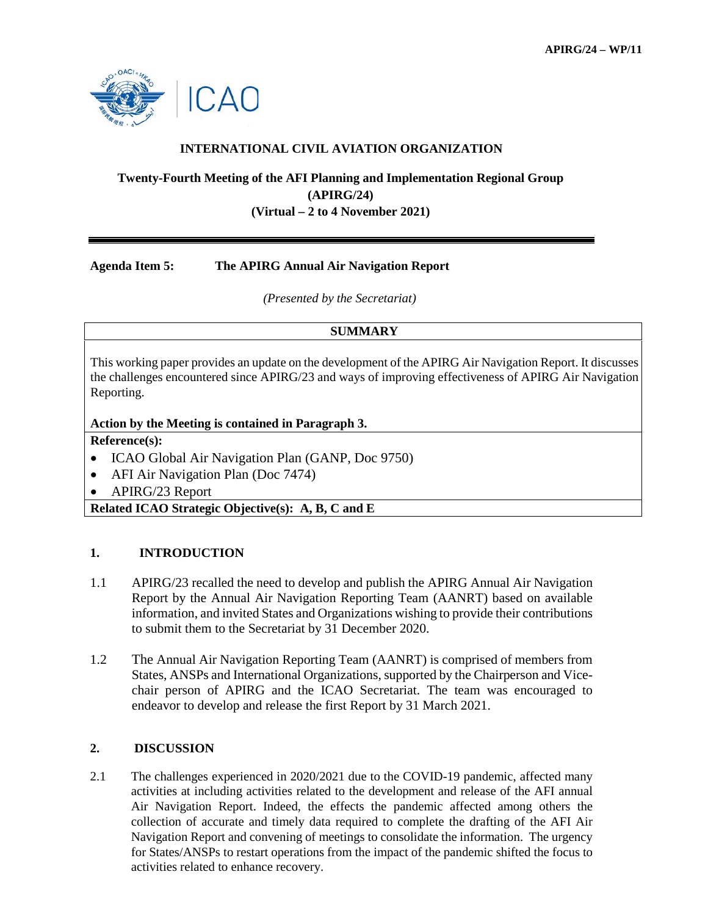APIRG/24 – WP/11

**INTERNATIONAL CIVIL AVIATION ORGANIZATION**

**Twenty-Fourth Meeting of the AFI Planning and Implementation Regional Group (APIRG/24)**
**(Virtual – 2 to 4 November 2021)**

---

**Agenda Item 5: The APIRG Annual Air Navigation Report**

*(Presented by the Secretariat)*

| **SUMMARY** |
| --- |
| This working paper provides an update on the development of the APIRG Air Navigation Report. It discusses the challenges encountered since APIRG/23 and ways of improving effectiveness of APIRG Air Navigation Reporting. |
| **Action by the Meeting is contained in Paragraph 3.** |
| **Reference(s):** <br>• ICAO Global Air Navigation Plan (GANP, Doc 9750) <br>• AFI Air Navigation Plan (Doc 7474) <br>• APIRG/23 Report |
| **Related ICAO Strategic Objective(s): A, B, C and E** |

## 1. INTRODUCTION

1.1 APIRG/23 recalled the need to develop and publish the APIRG Annual Air Navigation Report by the Annual Air Navigation Reporting Team (AANRT) based on available information, and invited States and Organizations wishing to provide their contributions to submit them to the Secretariat by 31 December 2020.

1.2 The Annual Air Navigation Reporting Team (AANRT) is comprised of members from States, ANSPs and International Organizations, supported by the Chairperson and Vice-chair person of APIRG and the ICAO Secretariat. The team was encouraged to endeavor to develop and release the first Report by 31 March 2021.

## 2. DISCUSSION

2.1 The challenges experienced in 2020/2021 due to the COVID-19 pandemic, affected many activities at including activities related to the development and release of the AFI annual Air Navigation Report. Indeed, the effects the pandemic affected among others the collection of accurate and timely data required to complete the drafting of the AFI Air Navigation Report and convening of meetings to consolidate the information. The urgency for States/ANSPs to restart operations from the impact of the pandemic shifted the focus to activities related to enhance recovery.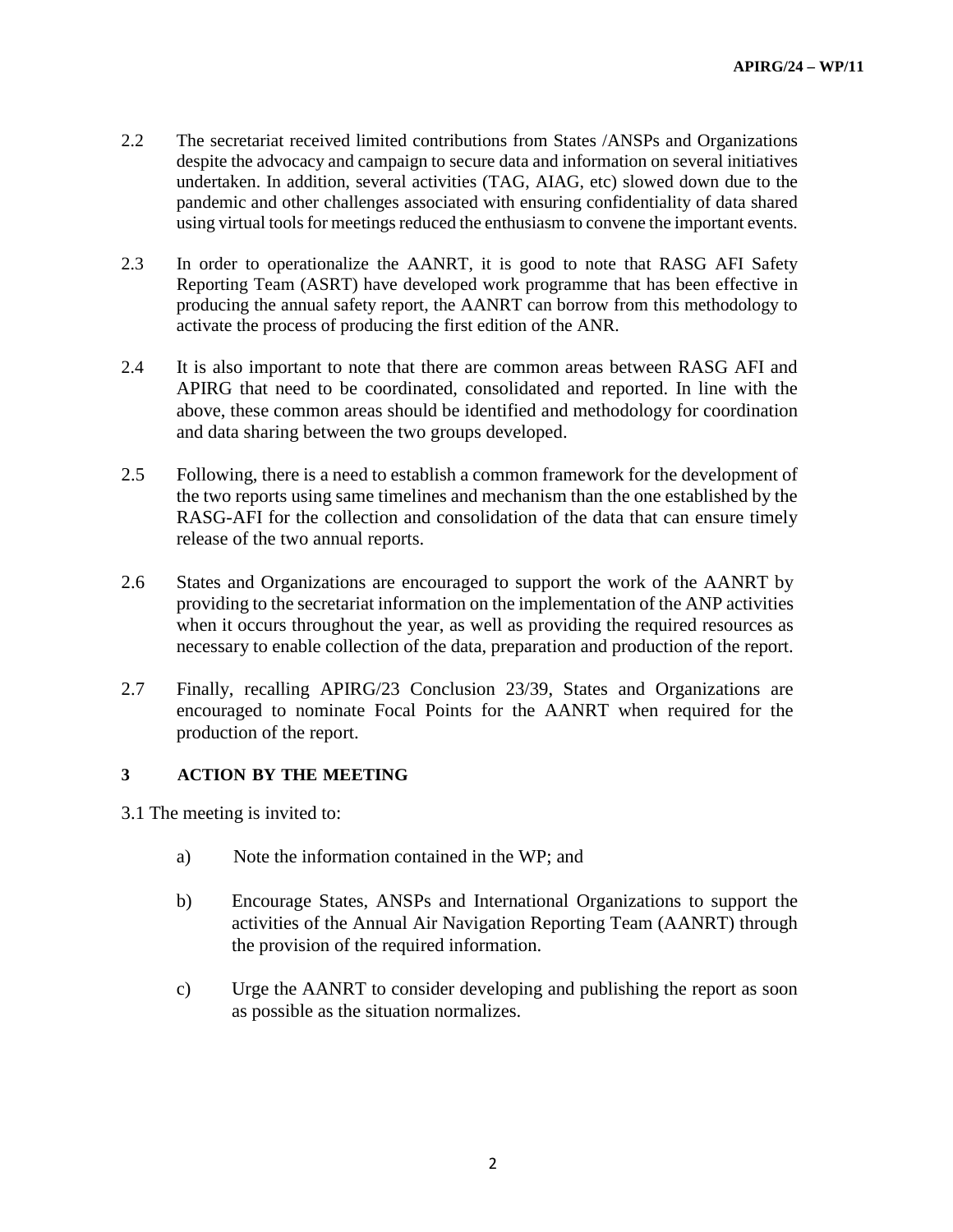2.2 The secretariat received limited contributions from States /ANSPs and Organizations despite the advocacy and campaign to secure data and information on several initiatives undertaken. In addition, several activities (TAG, AIAG, etc) slowed down due to the pandemic and other challenges associated with ensuring confidentiality of data shared using virtual tools for meetings reduced the enthusiasm to convene the important events.

2.3 In order to operationalize the AANRT, it is good to note that RASG AFI Safety Reporting Team (ASRT) have developed work programme that has been effective in producing the annual safety report, the AANRT can borrow from this methodology to activate the process of producing the first edition of the ANR.

2.4 It is also important to note that there are common areas between RASG AFI and APIRG that need to be coordinated, consolidated and reported. In line with the above, these common areas should be identified and methodology for coordination and data sharing between the two groups developed.

2.5 Following, there is a need to establish a common framework for the development of the two reports using same timelines and mechanism than the one established by the RASG-AFI for the collection and consolidation of the data that can ensure timely release of the two annual reports.

2.6 States and Organizations are encouraged to support the work of the AANRT by providing to the secretariat information on the implementation of the ANP activities when it occurs throughout the year, as well as providing the required resources as necessary to enable collection of the data, preparation and production of the report.

2.7 Finally, recalling APIRG/23 Conclusion 23/39, States and Organizations are encouraged to nominate Focal Points for the AANRT when required for the production of the report.

## 3 ACTION BY THE MEETING

3.1 The meeting is invited to:

a) Note the information contained in the WP; and

b) Encourage States, ANSPs and International Organizations to support the activities of the Annual Air Navigation Reporting Team (AANRT) through the provision of the required information.

c) Urge the AANRT to consider developing and publishing the report as soon as possible as the situation normalizes.